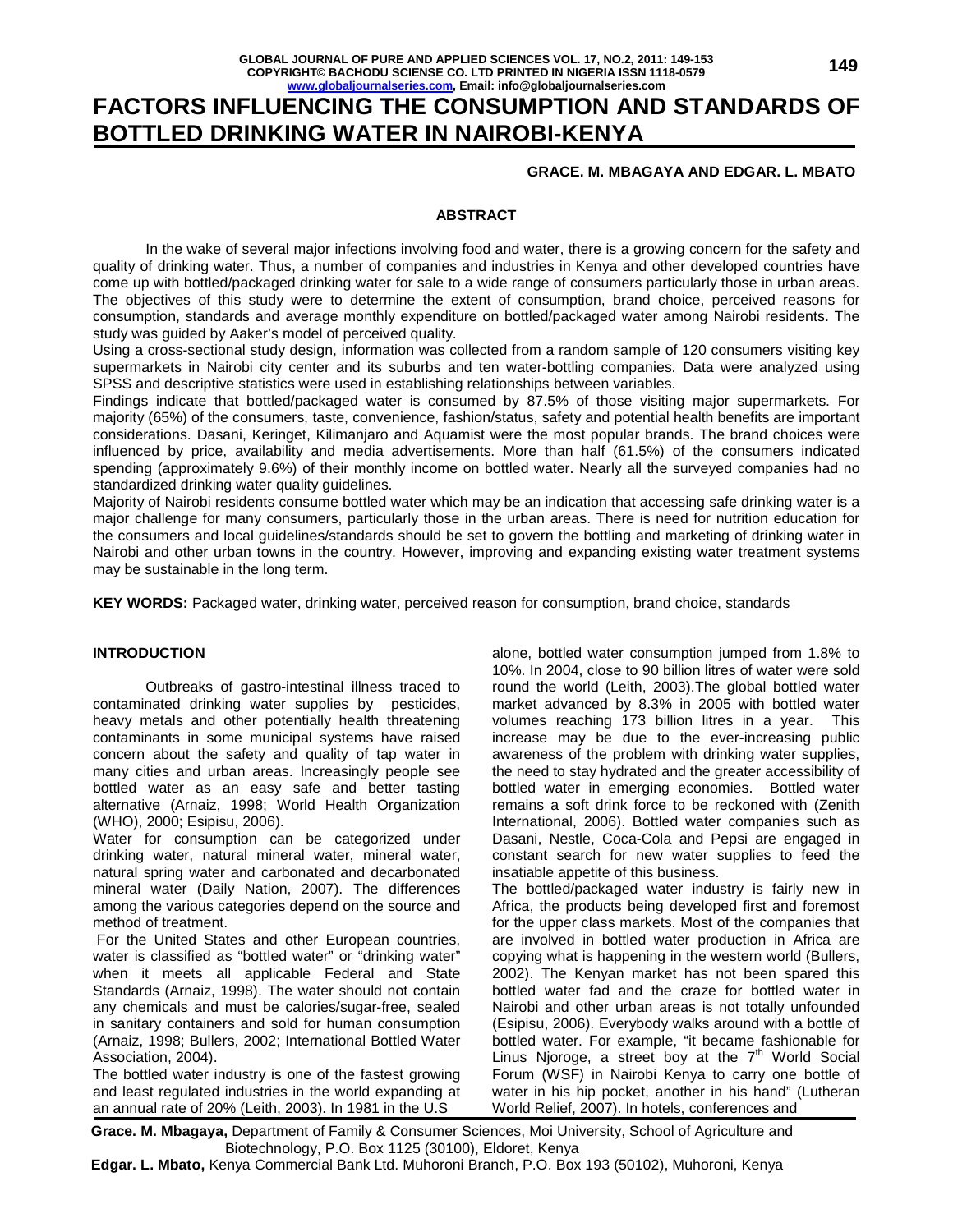# FACTORS INFLUENCING THE CONSUMPTION AND STANDARDS OF BOTTLED DRINKING WATER IN NAIROBI-KENYA

**GRACE. M. MBAGAYA AND EDGAR. L. MBATO**

## ABSTRACT

In the wake of several major infections involving food and water, there is a growing concern for the safety and quality of drinking water. Thus, a number of companies and industries in Kenya and other developed countries have come up with bottled/packaged drinking water for sale to a wide range of consumers particularly those in urban areas. The objectives of this study were to determine the extent of consumption, brand choice, perceived reasons for consumption, standards and average monthly expenditure on bottled/packaged water among Nairobi residents. The study was guided by Aaker's model of perceived quality.

Using a cross-sectional study design, information was collected from a random sample of 120 consumers visiting key supermarkets in Nairobi city center and its suburbs and ten water-bottling companies. Data were analyzed using SPSS and descriptive statistics were used in establishing relationships between variables.

Findings indicate that bottled/packaged water is consumed by 87.5% of those visiting major supermarkets. For majority (65%) of the consumers, taste, convenience, fashion/status, safety and potential health benefits are important considerations. Dasani, Keringet, Kilimanjaro and Aquamist were the most popular brands. The brand choices were influenced by price, availability and media advertisements. More than half (61.5%) of the consumers indicated spending (approximately 9.6%) of their monthly income on bottled water. Nearly all the surveyed companies had no standardized drinking water quality guidelines.

Majority of Nairobi residents consume bottled water which may be an indication that accessing safe drinking water is a major challenge for many consumers, particularly those in the urban areas. There is need for nutrition education for the consumers and local guidelines/standards should be set to govern the bottling and marketing of drinking water in Nairobi and other urban towns in the country. However, improving and expanding existing water treatment systems may be sustainable in the long term.

**KEY WORDS:** Packaged water, drinking water, perceived reason for consumption, brand choice, standards

## INTRODUCTION

Outbreaks of gastro-intestinal illness traced to contaminated drinking water supplies by pesticides, heavy metals and other potentially health threatening contaminants in some municipal systems have raised concern about the safety and quality of tap water in many cities and urban areas. Increasingly people see bottled water as an easy safe and better tasting alternative (Arnaiz, 1998; World Health Organization (WHO), 2000; Esipisu, 2006).

Water for consumption can be categorized under drinking water, natural mineral water, mineral water, natural spring water and carbonated and decarbonated mineral water (Daily Nation, 2007). The differences among the various categories depend on the source and method of treatment.

For the United States and other European countries, water is classified as "bottled water" or "drinking water" when it meets all applicable Federal and State Standards (Arnaiz, 1998). The water should not contain any chemicals and must be calories/sugar-free, sealed in sanitary containers and sold for human consumption (Arnaiz, 1998; Bullers, 2002; International Bottled Water Association, 2004).

The bottled water industry is one of the fastest growing and least regulated industries in the world expanding at an annual rate of 20% (Leith, 2003). In 1981 in the U.S alone, bottled water consumption jumped from 1.8% to 10%. In 2004, close to 90 billion litres of water were sold round the world (Leith, 2003).The global bottled water market advanced by 8.3% in 2005 with bottled water volumes reaching 173 billion litres in a year. This increase may be due to the ever-increasing public awareness of the problem with drinking water supplies, the need to stay hydrated and the greater accessibility of bottled water in emerging economies. Bottled water remains a soft drink force to be reckoned with (Zenith International, 2006). Bottled water companies such as Dasani, Nestle, Coca-Cola and Pepsi are engaged in constant search for new water supplies to feed the insatiable appetite of this business.

The bottled/packaged water industry is fairly new in Africa, the products being developed first and foremost for the upper class markets. Most of the companies that are involved in bottled water production in Africa are copying what is happening in the western world (Bullers, 2002). The Kenyan market has not been spared this bottled water fad and the craze for bottled water in Nairobi and other urban areas is not totally unfounded (Esipisu, 2006). Everybody walks around with a bottle of bottled water. For example, "it became fashionable for Linus Njoroge, a street boy at the 7th World Social Forum (WSF) in Nairobi Kenya to carry one bottle of water in his hip pocket, another in his hand" (Lutheran World Relief, 2007). In hotels, conferences and

**Grace. M. Mbagaya,** Department of Family & Consumer Sciences, Moi University, School of Agriculture and Biotechnology, P.O. Box 1125 (30100), Eldoret, Kenya

**Edgar. L. Mbato,** Kenya Commercial Bank Ltd. Muhoroni Branch, P.O. Box 193 (50102), Muhoroni, Kenya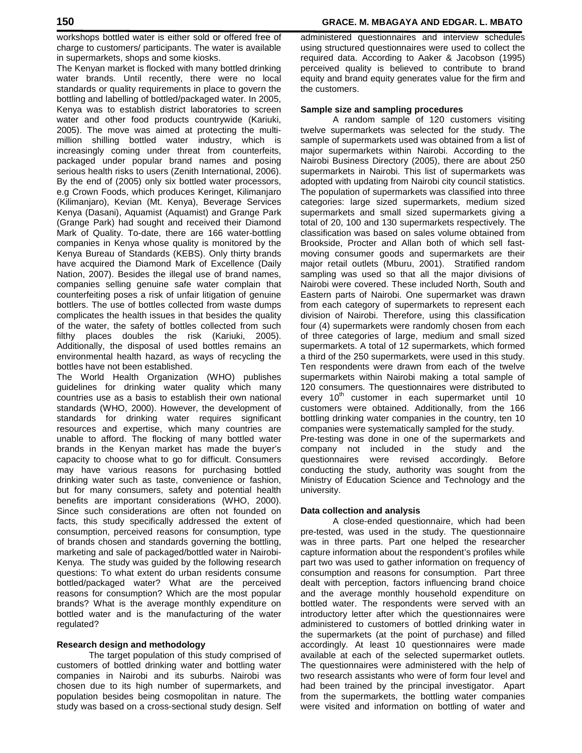workshops bottled water is either sold or offered free of charge to customers/ participants. The water is available in supermarkets, shops and some kiosks.

The Kenyan market is flocked with many bottled drinking water brands. Until recently, there were no local standards or quality requirements in place to govern the bottling and labelling of bottled/packaged water. In 2005, Kenya was to establish district laboratories to screen water and other food products countrywide (Kariuki, 2005). The move was aimed at protecting the multi-million shilling bottled water industry, which is increasingly coming under threat from counterfeits, packaged under popular brand names and posing serious health risks to users (Zenith International, 2006). By the end of (2005) only six bottled water processors, e.g Crown Foods, which produces Keringet, Kilimanjaro (Kilimanjaro), Kevian (Mt. Kenya), Beverage Services Kenya (Dasani), Aquamist (Aquamist) and Grange Park (Grange Park) had sought and received their Diamond Mark of Quality. To-date, there are 166 water-bottling companies in Kenya whose quality is monitored by the Kenya Bureau of Standards (KEBS). Only thirty brands have acquired the Diamond Mark of Excellence (Daily Nation, 2007). Besides the illegal use of brand names, companies selling genuine safe water complain that counterfeiting poses a risk of unfair litigation of genuine bottlers. The use of bottles collected from waste dumps complicates the health issues in that besides the quality of the water, the safety of bottles collected from such filthy places doubles the risk (Kariuki, 2005). Additionally, the disposal of used bottles remains an environmental health hazard, as ways of recycling the bottles have not been established.

The World Health Organization (WHO) publishes guidelines for drinking water quality which many countries use as a basis to establish their own national standards (WHO, 2000). However, the development of standards for drinking water requires significant resources and expertise, which many countries are unable to afford. The flocking of many bottled water brands in the Kenyan market has made the buyer's capacity to choose what to go for difficult. Consumers may have various reasons for purchasing bottled drinking water such as taste, convenience or fashion, but for many consumers, safety and potential health benefits are important considerations (WHO, 2000). Since such considerations are often not founded on facts, this study specifically addressed the extent of consumption, perceived reasons for consumption, type of brands chosen and standards governing the bottling, marketing and sale of packaged/bottled water in Nairobi-Kenya. The study was guided by the following research questions: To what extent do urban residents consume bottled/packaged water? What are the perceived reasons for consumption? Which are the most popular brands? What is the average monthly expenditure on bottled water and is the manufacturing of the water regulated?

**Research design and methodology**

The target population of this study comprised of customers of bottled drinking water and bottling water companies in Nairobi and its suburbs. Nairobi was chosen due to its high number of supermarkets, and population besides being cosmopolitan in nature. The study was based on a cross-sectional study design. Self administered questionnaires and interview schedules using structured questionnaires were used to collect the required data. According to Aaker & Jacobson (1995) perceived quality is believed to contribute to brand equity and brand equity generates value for the firm and the customers.

**Sample size and sampling procedures**

A random sample of 120 customers visiting twelve supermarkets was selected for the study. The sample of supermarkets used was obtained from a list of major supermarkets within Nairobi. According to the Nairobi Business Directory (2005), there are about 250 supermarkets in Nairobi. This list of supermarkets was adopted with updating from Nairobi city council statistics. The population of supermarkets was classified into three categories: large sized supermarkets, medium sized supermarkets and small sized supermarkets giving a total of 20, 100 and 130 supermarkets respectively. The classification was based on sales volume obtained from Brookside, Procter and Allan both of which sell fast-moving consumer goods and supermarkets are their major retail outlets (Mburu, 2001). Stratified random sampling was used so that all the major divisions of Nairobi were covered. These included North, South and Eastern parts of Nairobi. One supermarket was drawn from each category of supermarkets to represent each division of Nairobi. Therefore, using this classification four (4) supermarkets were randomly chosen from each of three categories of large, medium and small sized supermarkets. A total of 12 supermarkets, which formed a third of the 250 supermarkets, were used in this study. Ten respondents were drawn from each of the twelve supermarkets within Nairobi making a total sample of 120 consumers. The questionnaires were distributed to every 10th customer in each supermarket until 10 customers were obtained. Additionally, from the 166 bottling drinking water companies in the country, ten 10 companies were systematically sampled for the study.

Pre-testing was done in one of the supermarkets and company not included in the study and the questionnaires were revised accordingly. Before conducting the study, authority was sought from the Ministry of Education Science and Technology and the university.

**Data collection and analysis**

A close-ended questionnaire, which had been pre-tested, was used in the study. The questionnaire was in three parts. Part one helped the researcher capture information about the respondent's profiles while part two was used to gather information on frequency of consumption and reasons for consumption. Part three dealt with perception, factors influencing brand choice and the average monthly household expenditure on bottled water. The respondents were served with an introductory letter after which the questionnaires were administered to customers of bottled drinking water in the supermarkets (at the point of purchase) and filled accordingly. At least 10 questionnaires were made available at each of the selected supermarket outlets. The questionnaires were administered with the help of two research assistants who were of form four level and had been trained by the principal investigator. Apart from the supermarkets, the bottling water companies were visited and information on bottling of water and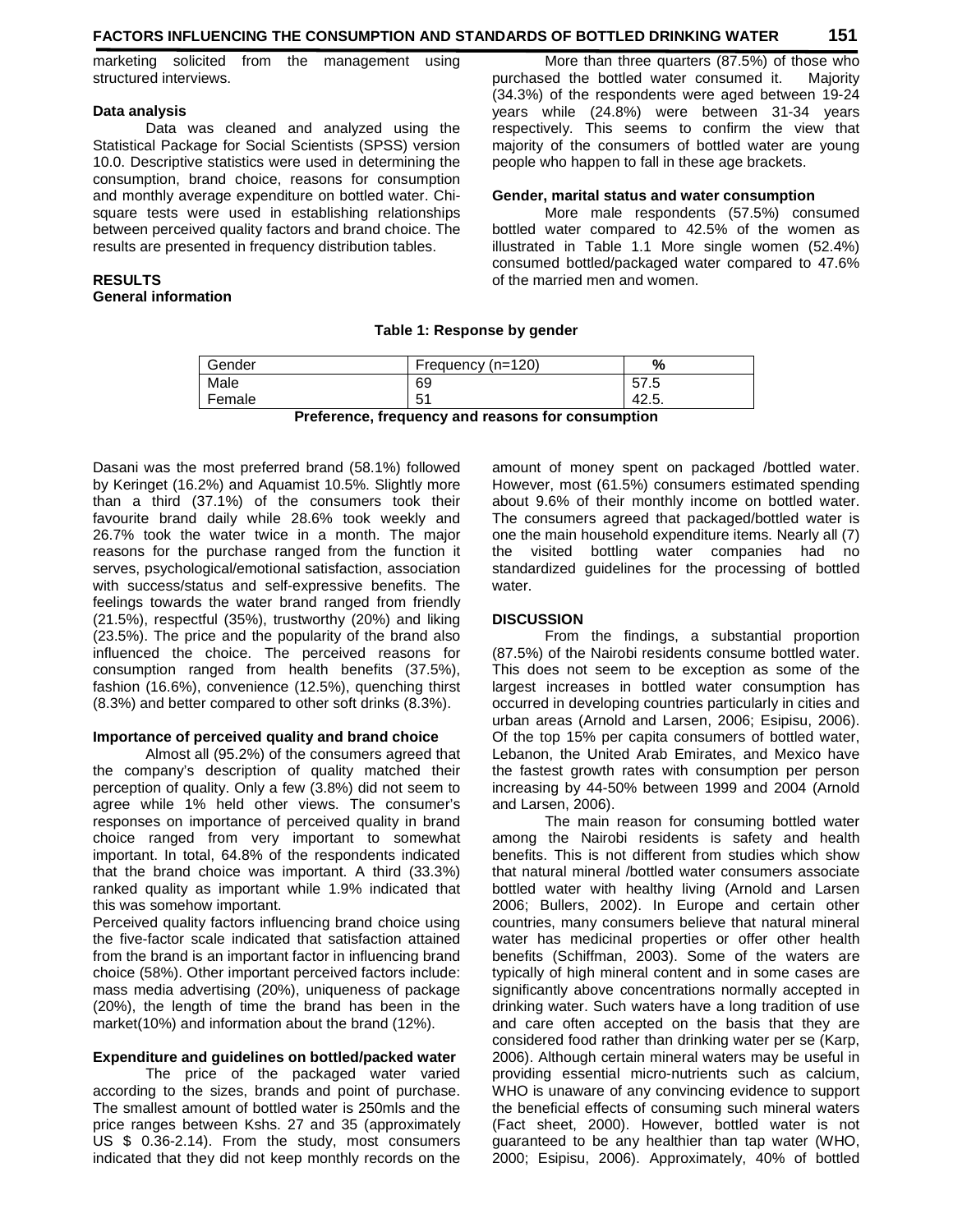marketing solicited from the management using structured interviews.

### Data analysis

Data was cleaned and analyzed using the Statistical Package for Social Scientists (SPSS) version 10.0. Descriptive statistics were used in determining the consumption, brand choice, reasons for consumption and monthly average expenditure on bottled water. Chi-square tests were used in establishing relationships between perceived quality factors and brand choice. The results are presented in frequency distribution tables.

## RESULTS

### General information

More than three quarters (87.5%) of those who purchased the bottled water consumed it. Majority (34.3%) of the respondents were aged between 19-24 years while (24.8%) were between 31-34 years respectively. This seems to confirm the view that majority of the consumers of bottled water are young people who happen to fall in these age brackets.

### Gender, marital status and water consumption

More male respondents (57.5%) consumed bottled water compared to 42.5% of the women as illustrated in Table 1.1 More single women (52.4%) consumed bottled/packaged water compared to 47.6% of the married men and women.

**Table 1: Response by gender**

| Gender | Frequency (n=120) | % |
|---|---|---|
| Male | 69 | 57.5 |
| Female | 51 | 42.5. |

### Preference, frequency and reasons for consumption

Dasani was the most preferred brand (58.1%) followed by Keringet (16.2%) and Aquamist 10.5%. Slightly more than a third (37.1%) of the consumers took their favourite brand daily while 28.6% took weekly and 26.7% took the water twice in a month. The major reasons for the purchase ranged from the function it serves, psychological/emotional satisfaction, association with success/status and self-expressive benefits. The feelings towards the water brand ranged from friendly (21.5%), respectful (35%), trustworthy (20%) and liking (23.5%). The price and the popularity of the brand also influenced the choice. The perceived reasons for consumption ranged from health benefits (37.5%), fashion (16.6%), convenience (12.5%), quenching thirst (8.3%) and better compared to other soft drinks (8.3%).

### Importance of perceived quality and brand choice

Almost all (95.2%) of the consumers agreed that the company's description of quality matched their perception of quality. Only a few (3.8%) did not seem to agree while 1% held other views. The consumer's responses on importance of perceived quality in brand choice ranged from very important to somewhat important. In total, 64.8% of the respondents indicated that the brand choice was important. A third (33.3%) ranked quality as important while 1.9% indicated that this was somehow important.

Perceived quality factors influencing brand choice using the five-factor scale indicated that satisfaction attained from the brand is an important factor in influencing brand choice (58%). Other important perceived factors include: mass media advertising (20%), uniqueness of package (20%), the length of time the brand has been in the market(10%) and information about the brand (12%).

### Expenditure and guidelines on bottled/packed water

The price of the packaged water varied according to the sizes, brands and point of purchase. The smallest amount of bottled water is 250mls and the price ranges between Kshs. 27 and 35 (approximately US $ 0.36-2.14). From the study, most consumers indicated that they did not keep monthly records on the amount of money spent on packaged /bottled water. However, most (61.5%) consumers estimated spending about 9.6% of their monthly income on bottled water. The consumers agreed that packaged/bottled water is one the main household expenditure items. Nearly all (7) the visited bottling water companies had no standardized guidelines for the processing of bottled water.

## DISCUSSION

From the findings, a substantial proportion (87.5%) of the Nairobi residents consume bottled water. This does not seem to be exception as some of the largest increases in bottled water consumption has occurred in developing countries particularly in cities and urban areas (Arnold and Larsen, 2006; Esipisu, 2006). Of the top 15% per capita consumers of bottled water, Lebanon, the United Arab Emirates, and Mexico have the fastest growth rates with consumption per person increasing by 44-50% between 1999 and 2004 (Arnold and Larsen, 2006).

The main reason for consuming bottled water among the Nairobi residents is safety and health benefits. This is not different from studies which show that natural mineral /bottled water consumers associate bottled water with healthy living (Arnold and Larsen 2006; Bullers, 2002). In Europe and certain other countries, many consumers believe that natural mineral water has medicinal properties or offer other health benefits (Schiffman, 2003). Some of the waters are typically of high mineral content and in some cases are significantly above concentrations normally accepted in drinking water. Such waters have a long tradition of use and care often accepted on the basis that they are considered food rather than drinking water per se (Karp, 2006). Although certain mineral waters may be useful in providing essential micro-nutrients such as calcium, WHO is unaware of any convincing evidence to support the beneficial effects of consuming such mineral waters (Fact sheet, 2000). However, bottled water is not guaranteed to be any healthier than tap water (WHO, 2000; Esipisu, 2006). Approximately, 40% of bottled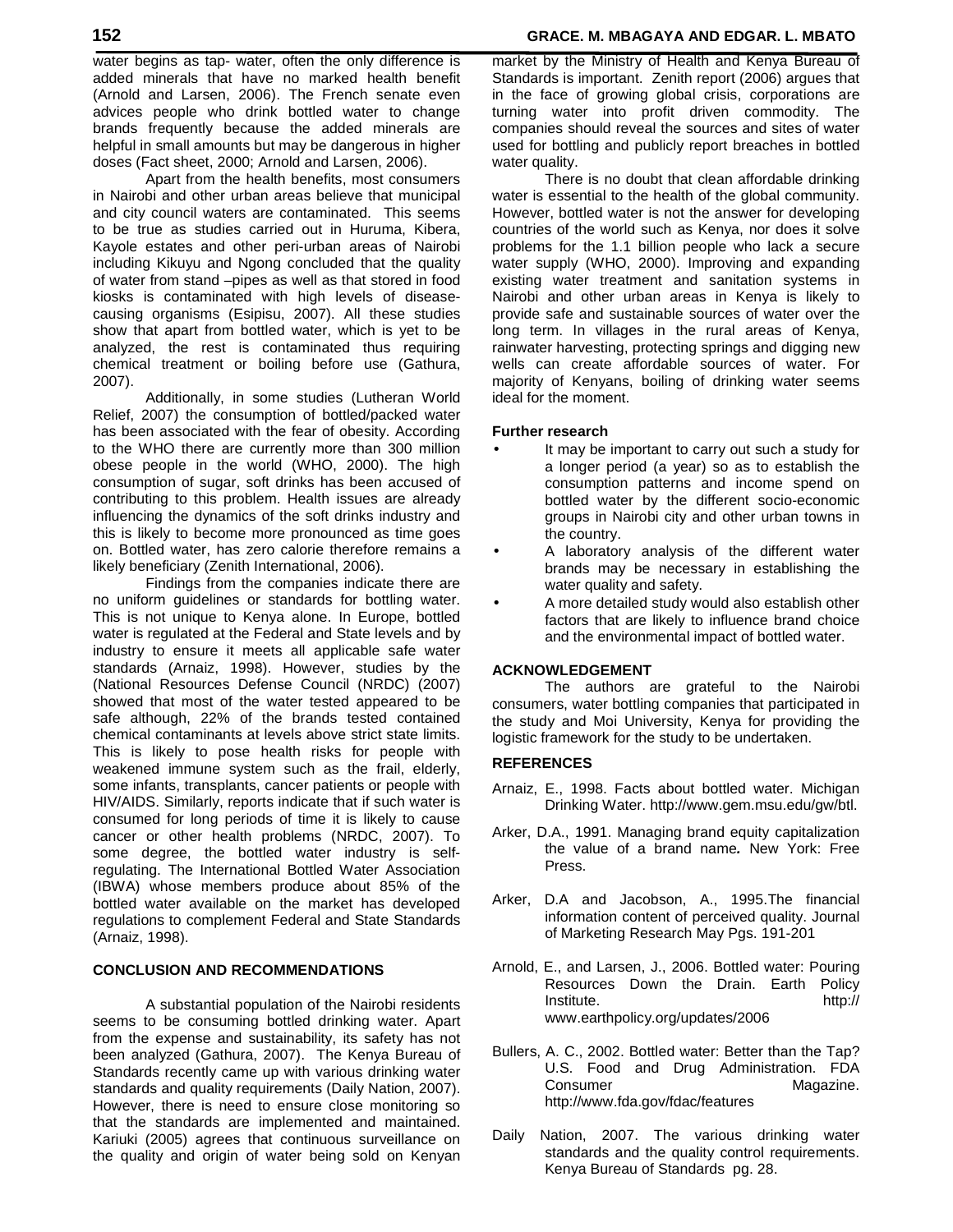water begins as tap- water, often the only difference is added minerals that have no marked health benefit (Arnold and Larsen, 2006). The French senate even advices people who drink bottled water to change brands frequently because the added minerals are helpful in small amounts but may be dangerous in higher doses (Fact sheet, 2000; Arnold and Larsen, 2006).

Apart from the health benefits, most consumers in Nairobi and other urban areas believe that municipal and city council waters are contaminated. This seems to be true as studies carried out in Huruma, Kibera, Kayole estates and other peri-urban areas of Nairobi including Kikuyu and Ngong concluded that the quality of water from stand –pipes as well as that stored in food kiosks is contaminated with high levels of disease-causing organisms (Esipisu, 2007). All these studies show that apart from bottled water, which is yet to be analyzed, the rest is contaminated thus requiring chemical treatment or boiling before use (Gathura, 2007).

Additionally, in some studies (Lutheran World Relief, 2007) the consumption of bottled/packed water has been associated with the fear of obesity. According to the WHO there are currently more than 300 million obese people in the world (WHO, 2000). The high consumption of sugar, soft drinks has been accused of contributing to this problem. Health issues are already influencing the dynamics of the soft drinks industry and this is likely to become more pronounced as time goes on. Bottled water, has zero calorie therefore remains a likely beneficiary (Zenith International, 2006).

Findings from the companies indicate there are no uniform guidelines or standards for bottling water. This is not unique to Kenya alone. In Europe, bottled water is regulated at the Federal and State levels and by industry to ensure it meets all applicable safe water standards (Arnaiz, 1998). However, studies by the (National Resources Defense Council (NRDC) (2007) showed that most of the water tested appeared to be safe although, 22% of the brands tested contained chemical contaminants at levels above strict state limits. This is likely to pose health risks for people with weakened immune system such as the frail, elderly, some infants, transplants, cancer patients or people with HIV/AIDS. Similarly, reports indicate that if such water is consumed for long periods of time it is likely to cause cancer or other health problems (NRDC, 2007). To some degree, the bottled water industry is self-regulating. The International Bottled Water Association (IBWA) whose members produce about 85% of the bottled water available on the market has developed regulations to complement Federal and State Standards (Arnaiz, 1998).

## CONCLUSION AND RECOMMENDATIONS

A substantial population of the Nairobi residents seems to be consuming bottled drinking water. Apart from the expense and sustainability, its safety has not been analyzed (Gathura, 2007). The Kenya Bureau of Standards recently came up with various drinking water standards and quality requirements (Daily Nation, 2007). However, there is need to ensure close monitoring so that the standards are implemented and maintained. Kariuki (2005) agrees that continuous surveillance on the quality and origin of water being sold on Kenyan market by the Ministry of Health and Kenya Bureau of Standards is important. Zenith report (2006) argues that in the face of growing global crisis, corporations are turning water into profit driven commodity. The companies should reveal the sources and sites of water used for bottling and publicly report breaches in bottled water quality.

There is no doubt that clean affordable drinking water is essential to the health of the global community. However, bottled water is not the answer for developing countries of the world such as Kenya, nor does it solve problems for the 1.1 billion people who lack a secure water supply (WHO, 2000). Improving and expanding existing water treatment and sanitation systems in Nairobi and other urban areas in Kenya is likely to provide safe and sustainable sources of water over the long term. In villages in the rural areas of Kenya, rainwater harvesting, protecting springs and digging new wells can create affordable sources of water. For majority of Kenyans, boiling of drinking water seems ideal for the moment.

### Further research

- It may be important to carry out such a study for a longer period (a year) so as to establish the consumption patterns and income spend on bottled water by the different socio-economic groups in Nairobi city and other urban towns in the country.
- A laboratory analysis of the different water brands may be necessary in establishing the water quality and safety.
- A more detailed study would also establish other factors that are likely to influence brand choice and the environmental impact of bottled water.

## ACKNOWLEDGEMENT

The authors are grateful to the Nairobi consumers, water bottling companies that participated in the study and Moi University, Kenya for providing the logistic framework for the study to be undertaken.

## REFERENCES

Arnaiz, E., 1998. Facts about bottled water. Michigan Drinking Water. http://www.gem.msu.edu/gw/btl.

Arker, D.A., 1991. Managing brand equity capitalization the value of a brand name*.* New York: Free Press.

Arker, D.A and Jacobson, A., 1995.The financial information content of perceived quality. Journal of Marketing Research May Pgs. 191-201

Arnold, E., and Larsen, J., 2006. Bottled water: Pouring Resources Down the Drain. Earth Policy Institute. http:// www.earthpolicy.org/updates/2006

Bullers, A. C., 2002. Bottled water: Better than the Tap? U.S. Food and Drug Administration. FDA Consumer Magazine. http://www.fda.gov/fdac/features

Daily Nation, 2007. The various drinking water standards and the quality control requirements. Kenya Bureau of Standards pg. 28.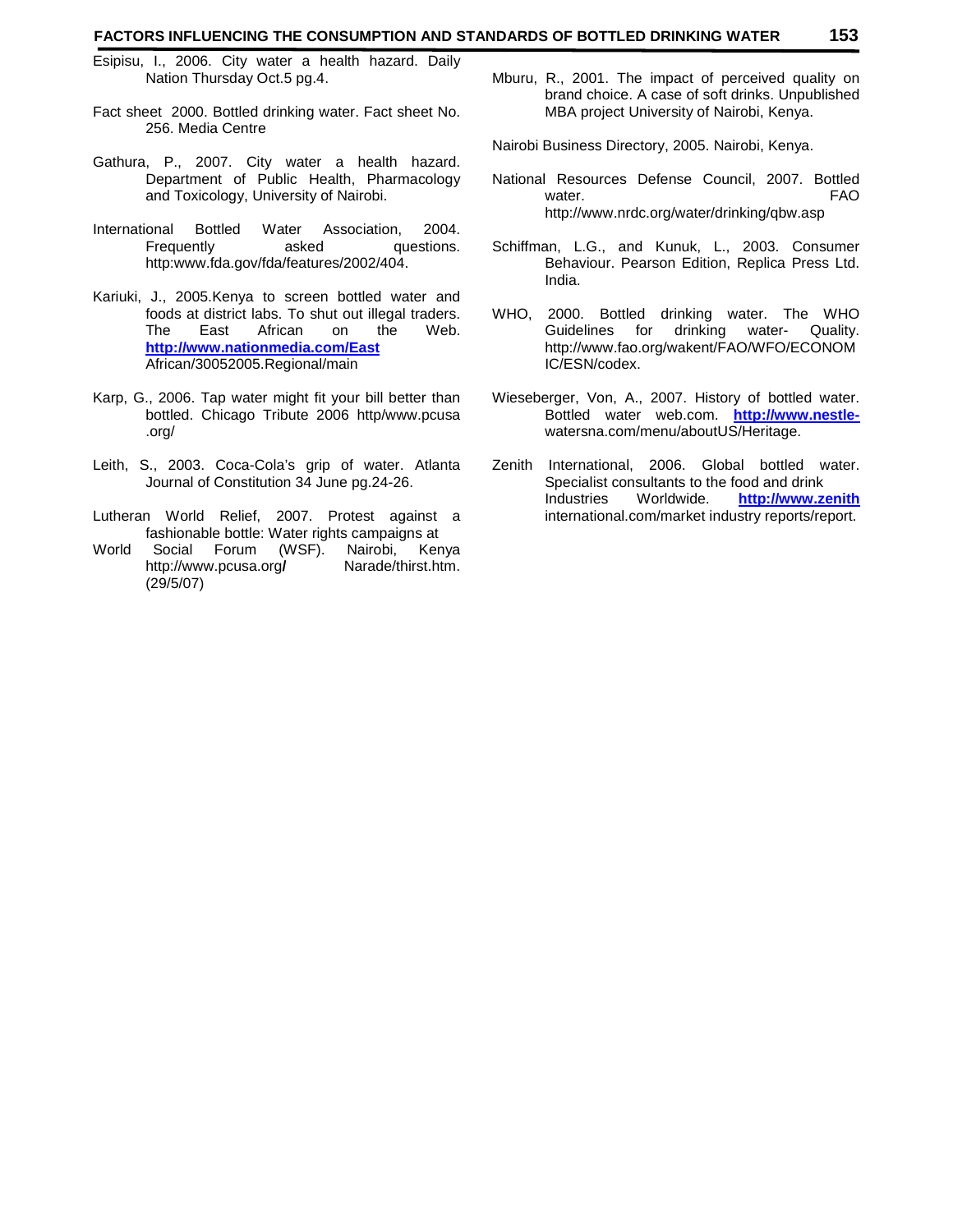Esipisu, I., 2006. City water a health hazard. Daily Nation Thursday Oct.5 pg.4.

Fact sheet 2000. Bottled drinking water. Fact sheet No. 256. Media Centre

Gathura, P., 2007. City water a health hazard. Department of Public Health, Pharmacology and Toxicology, University of Nairobi.

International Bottled Water Association, 2004. Frequently asked questions. http:www.fda.gov/fda/features/2002/404.

Kariuki, J., 2005.Kenya to screen bottled water and foods at district labs. To shut out illegal traders. The East African on the Web. **http://www.nationmedia.com/East** African/30052005.Regional/main

Karp, G., 2006. Tap water might fit your bill better than bottled. Chicago Tribute 2006 http/www.pcusa .org/

Leith, S., 2003. Coca-Cola's grip of water. Atlanta Journal of Constitution 34 June pg.24-26.

Lutheran World Relief, 2007. Protest against a fashionable bottle: Water rights campaigns at World Social Forum (WSF). Nairobi, Kenya http://www.pcusa.org/ Narade/thirst.htm. (29/5/07)

Mburu, R., 2001. The impact of perceived quality on brand choice. A case of soft drinks. Unpublished MBA project University of Nairobi, Kenya.

Nairobi Business Directory, 2005. Nairobi, Kenya.

National Resources Defense Council, 2007. Bottled water. FAO http://www.nrdc.org/water/drinking/qbw.asp

Schiffman, L.G., and Kunuk, L., 2003. Consumer Behaviour. Pearson Edition, Replica Press Ltd. India.

WHO, 2000. Bottled drinking water. The WHO Guidelines for drinking water- Quality. http://www.fao.org/wakent/FAO/WFO/ECONOMIC/ESN/codex.

Wieseberger, Von, A., 2007. History of bottled water. Bottled water web.com. **http://www.nestle-**watersna.com/menu/aboutUS/Heritage.

Zenith International, 2006. Global bottled water. Specialist consultants to the food and drink Industries Worldwide. **http://www.zenith** international.com/market industry reports/report.